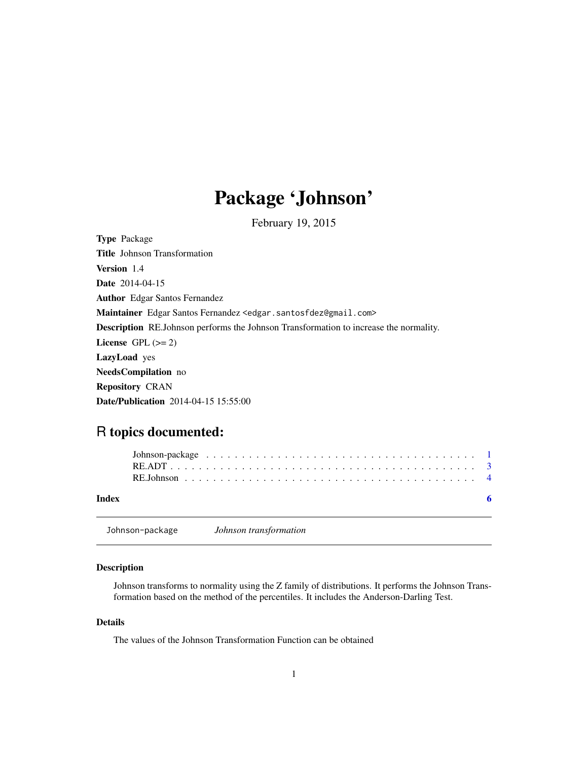# Package 'Johnson'

February 19, 2015

**Type** Package

**Title** Johnson Transformation

**Version** 1.4

**Date** 2014-04-15

**Author** Edgar Santos Fernandez

**Maintainer** Edgar Santos Fernandez <edgar.santosfdez@gmail.com>

**Description** RE.Johnson performs the Johnson Transformation to increase the normality.

**License** GPL (>= 2)

**LazyLoad** yes

**NeedsCompilation** no

**Repository** CRAN

**Date/Publication** 2014-04-15 15:55:00

## R topics documented:

| | |
|---|---|
| Johnson-package | 1 |
| RE.ADT | 3 |
| RE.Johnson | 4 |
| **Index** | **6** |

---

`Johnson-package` *Johnson transformation*

---

### Description

Johnson transforms to normality using the Z family of distributions. It performs the Johnson Transformation based on the method of the percentiles. It includes the Anderson-Darling Test.

### Details

The values of the Johnson Transformation Function can be obtained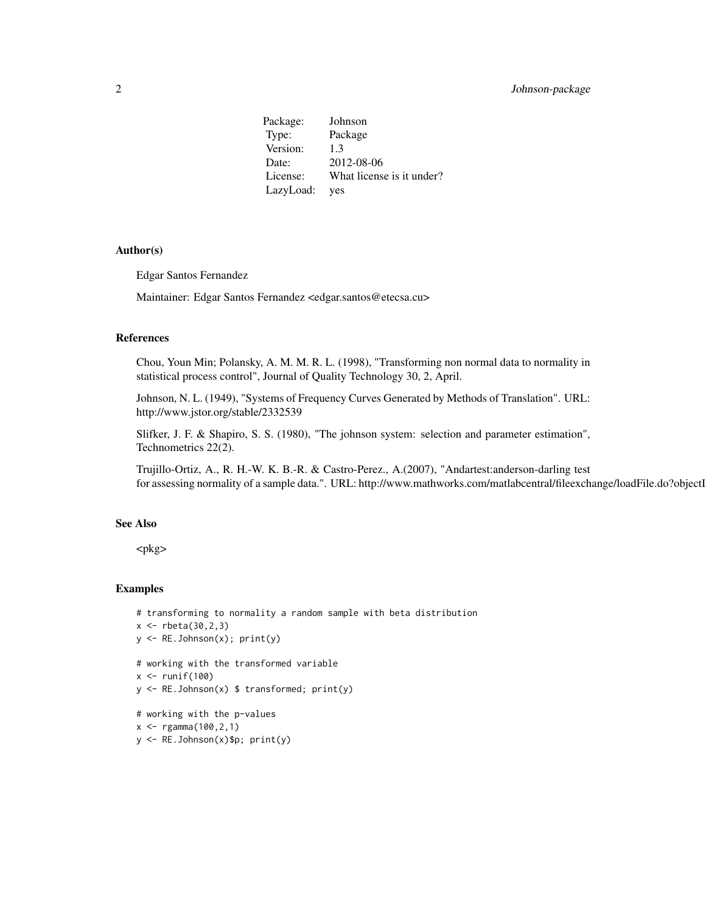| | |
|---|---|
| Package: | Johnson |
| Type: | Package |
| Version: | 1.3 |
| Date: | 2012-08-06 |
| License: | What license is it under? |
| LazyLoad: | yes |

### Author(s)

Edgar Santos Fernandez

Maintainer: Edgar Santos Fernandez <edgar.santos@etecsa.cu>

### References

Chou, Youn Min; Polansky, A. M. M. R. L. (1998), "Transforming non normal data to normality in statistical process control", Journal of Quality Technology 30, 2, April.

Johnson, N. L. (1949), "Systems of Frequency Curves Generated by Methods of Translation". URL: http://www.jstor.org/stable/2332539

Slifker, J. F. & Shapiro, S. S. (1980), "The johnson system: selection and parameter estimation", Technometrics 22(2).

Trujillo-Ortiz, A., R. H.-W. K. B.-R. & Castro-Perez., A.(2007), "Andartest:anderson-darling test for assessing normality of a sample data.". URL: http://www.mathworks.com/matlabcentral/fileexchange/loadFile.do?objectI

### See Also

<pkg>

### Examples

```
# transforming to normality a random sample with beta distribution
x <- rbeta(30,2,3)
y <- RE.Johnson(x); print(y)

# working with the transformed variable
x <- runif(100)
y <- RE.Johnson(x) $ transformed; print(y)

# working with the p-values
x <- rgamma(100,2,1)
y <- RE.Johnson(x)$p; print(y)
```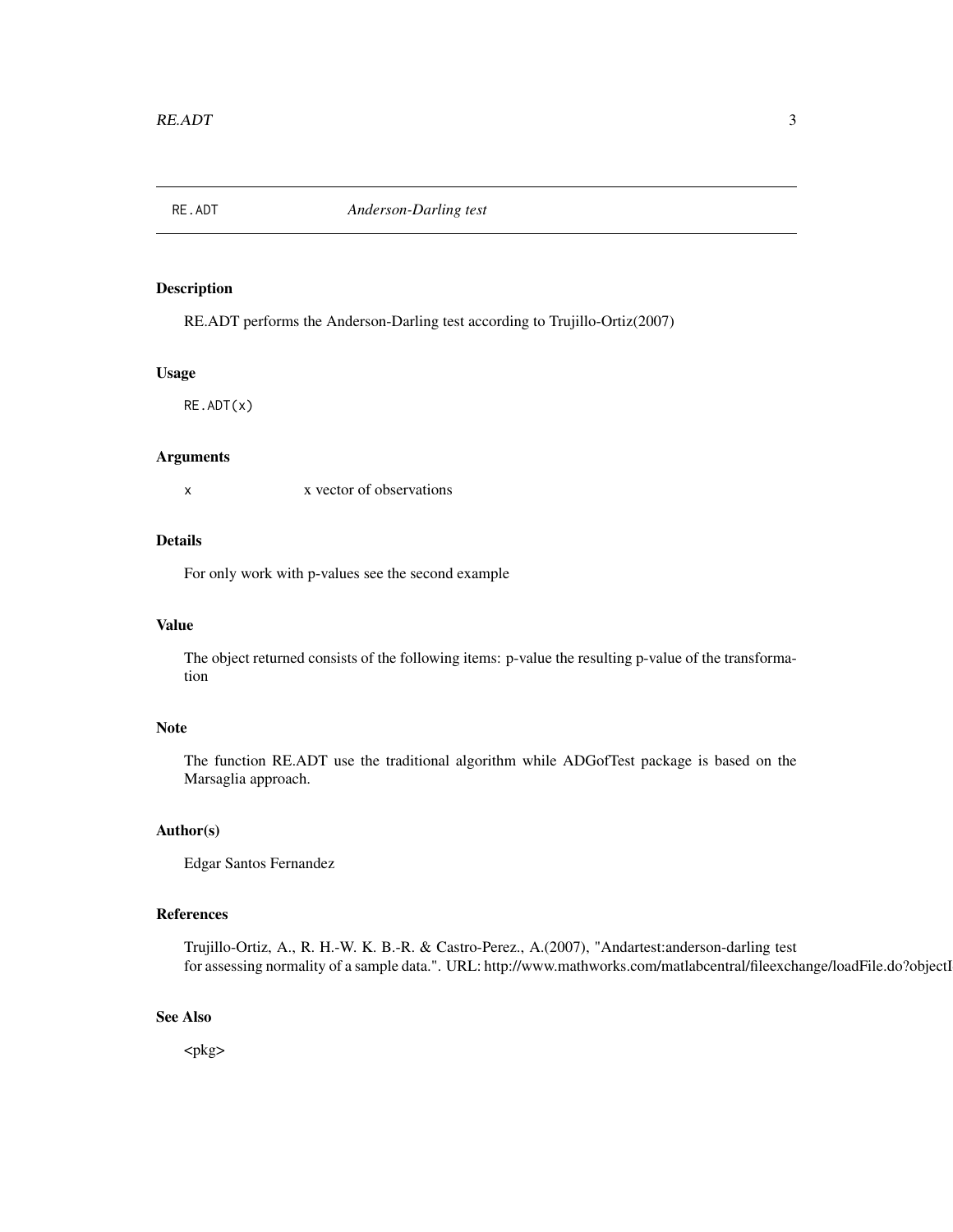RE.ADT *Anderson-Darling test*

## Description

RE.ADT performs the Anderson-Darling test according to Trujillo-Ortiz(2007)

## Usage

```
RE.ADT(x)
```

## Arguments

| | |
|---|---|
| x | x vector of observations |

## Details

For only work with p-values see the second example

## Value

The object returned consists of the following items: p-value the resulting p-value of the transformation

## Note

The function RE.ADT use the traditional algorithm while ADGofTest package is based on the Marsaglia approach.

## Author(s)

Edgar Santos Fernandez

## References

Trujillo-Ortiz, A., R. H.-W. K. B.-R. & Castro-Perez., A.(2007), "Andartest:anderson-darling test for assessing normality of a sample data.". URL: http://www.mathworks.com/matlabcentral/fileexchange/loadFile.do?objectI

## See Also

<pkg>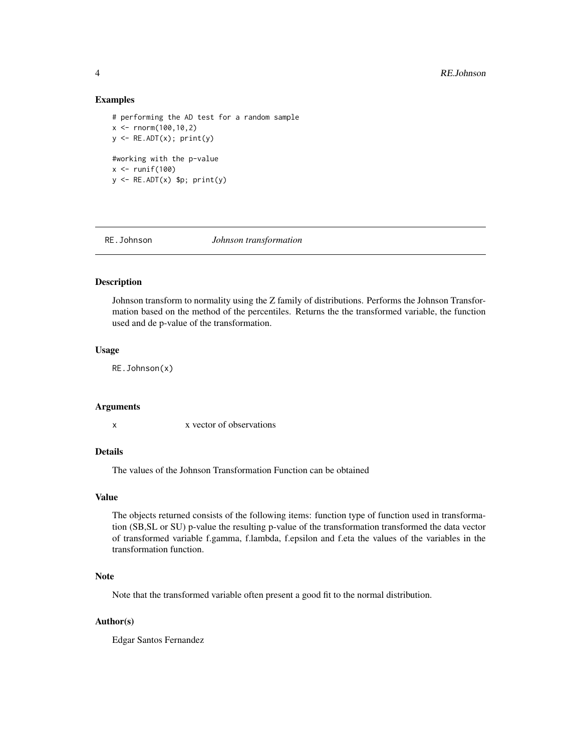### Examples

```
# performing the AD test for a random sample
x <- rnorm(100,10,2)
y <- RE.ADT(x); print(y)

#working with the p-value
x <- runif(100)
y <- RE.ADT(x) $p; print(y)
```

---

## RE.Johnson    *Johnson transformation*

---

### Description

Johnson transform to normality using the Z family of distributions. Performs the Johnson Transformation based on the method of the percentiles. Returns the the transformed variable, the function used and de p-value of the transformation.

### Usage

```
RE.Johnson(x)
```

### Arguments

| | |
|---|---|
| x | x vector of observations |

### Details

The values of the Johnson Transformation Function can be obtained

### Value

The objects returned consists of the following items: function type of function used in transformation (SB,SL or SU) p-value the resulting p-value of the transformation transformed the data vector of transformed variable f.gamma, f.lambda, f.epsilon and f.eta the values of the variables in the transformation function.

### Note

Note that the transformed variable often present a good fit to the normal distribution.

### Author(s)

Edgar Santos Fernandez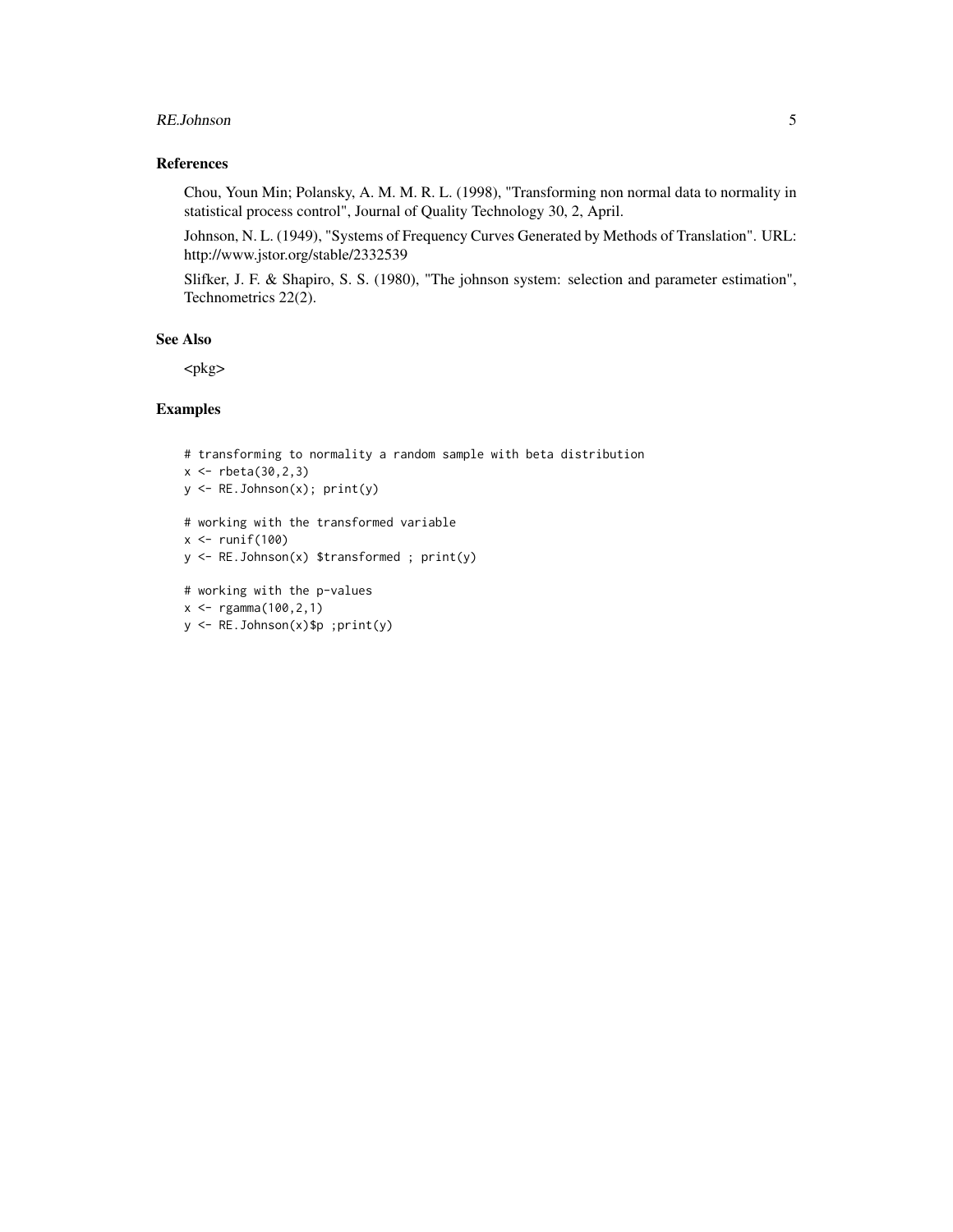## References

Chou, Youn Min; Polansky, A. M. M. R. L. (1998), "Transforming non normal data to normality in statistical process control", Journal of Quality Technology 30, 2, April.

Johnson, N. L. (1949), "Systems of Frequency Curves Generated by Methods of Translation". URL: http://www.jstor.org/stable/2332539

Slifker, J. F. & Shapiro, S. S. (1980), "The johnson system: selection and parameter estimation", Technometrics 22(2).

## See Also

<pkg>

## Examples

```
# transforming to normality a random sample with beta distribution
x <- rbeta(30,2,3)
y <- RE.Johnson(x); print(y)

# working with the transformed variable
x <- runif(100)
y <- RE.Johnson(x) $transformed ; print(y)

# working with the p-values
x <- rgamma(100,2,1)
y <- RE.Johnson(x)$p ;print(y)
```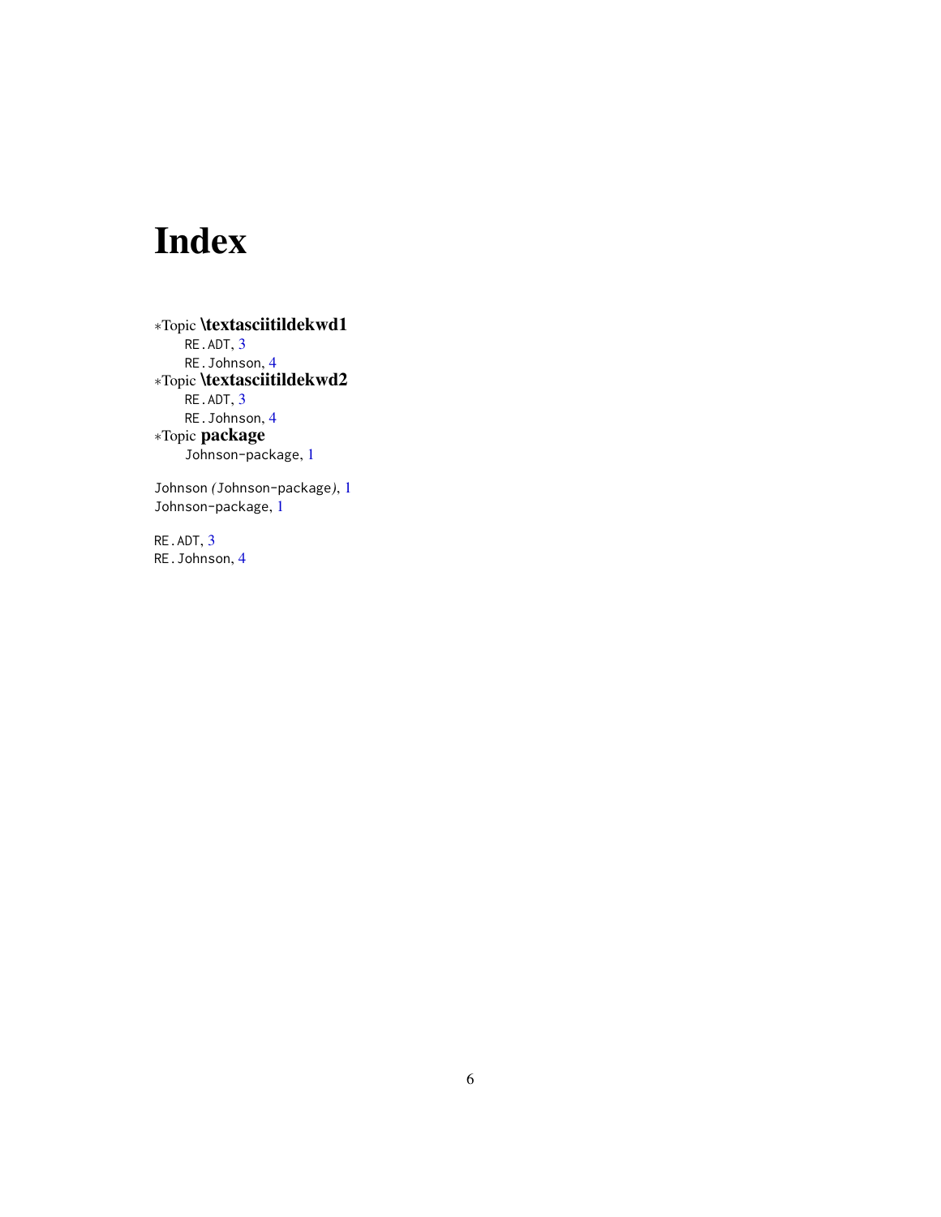# Index

*Topic **\textasciitildekwd1**
  RE.ADT, 3
  RE.Johnson, 4

*Topic **\textasciitildekwd2**
  RE.ADT, 3
  RE.Johnson, 4

*Topic **package**
  Johnson-package, 1

Johnson *(*Johnson-package*)*, 1
Johnson-package, 1

RE.ADT, 3
RE.Johnson, 4